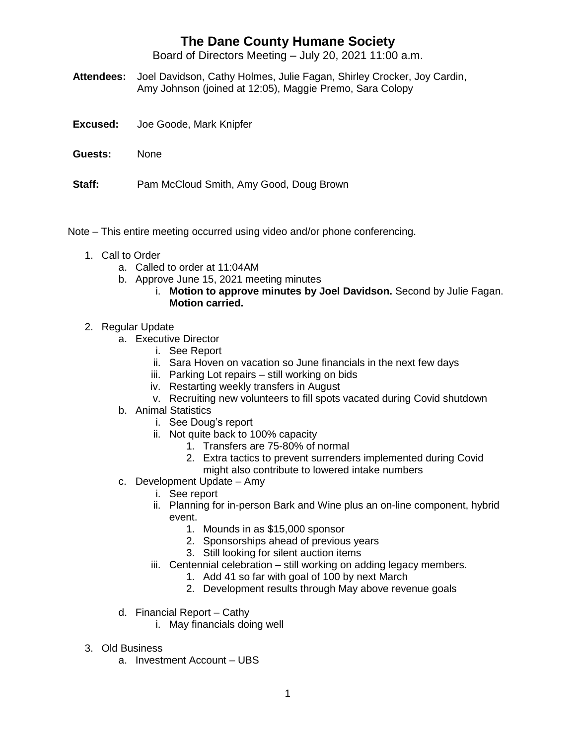# The Dane County Humane Society

Board of Directors Meeting – July 20, 2021 11:00 a.m.

**Attendees:** Joel Davidson, Cathy Holmes, Julie Fagan, Shirley Crocker, Joy Cardin, Amy Johnson (joined at 12:05), Maggie Premo, Sara Colopy

**Excused:** Joe Goode, Mark Knipfer

**Guests:** None

**Staff:** Pam McCloud Smith, Amy Good, Doug Brown

Note – This entire meeting occurred using video and/or phone conferencing.

1. Call to Order
   a. Called to order at 11:04AM
   b. Approve June 15, 2021 meeting minutes
      i. **Motion to approve minutes by Joel Davidson.** Second by Julie Fagan. **Motion carried.**

2. Regular Update
   a. Executive Director
      i. See Report
      ii. Sara Hoven on vacation so June financials in the next few days
      iii. Parking Lot repairs – still working on bids
      iv. Restarting weekly transfers in August
      v. Recruiting new volunteers to fill spots vacated during Covid shutdown
   b. Animal Statistics
      i. See Doug's report
      ii. Not quite back to 100% capacity
         1. Transfers are 75-80% of normal
         2. Extra tactics to prevent surrenders implemented during Covid might also contribute to lowered intake numbers
   c. Development Update – Amy
      i. See report
      ii. Planning for in-person Bark and Wine plus an on-line component, hybrid event.
         1. Mounds in as $15,000 sponsor
         2. Sponsorships ahead of previous years
         3. Still looking for silent auction items
      iii. Centennial celebration – still working on adding legacy members.
         1. Add 41 so far with goal of 100 by next March
         2. Development results through May above revenue goals
   d. Financial Report – Cathy
      i. May financials doing well

3. Old Business
   a. Investment Account – UBS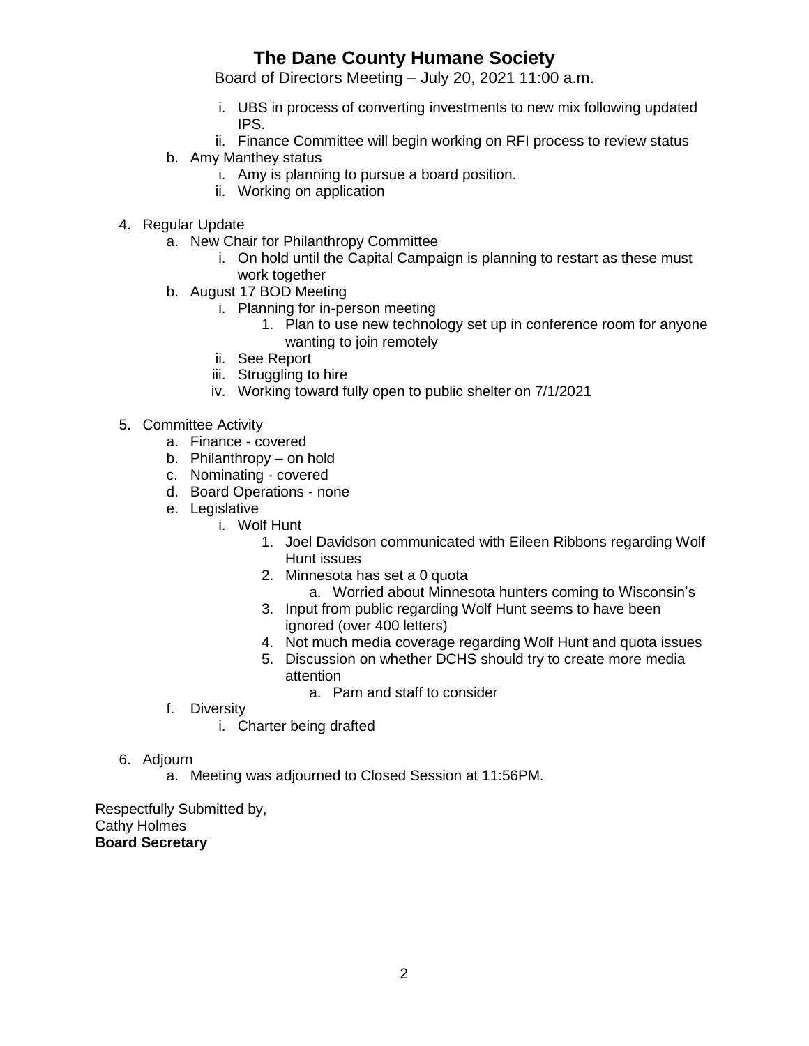# The Dane County Humane Society

Board of Directors Meeting – July 20, 2021 11:00 a.m.

    i. UBS in process of converting investments to new mix following updated IPS.
    ii. Finance Committee will begin working on RFI process to review status
  b. Amy Manthey status
    i. Amy is planning to pursue a board position.
    ii. Working on application

4. Regular Update
   a. New Chair for Philanthropy Committee
      i. On hold until the Capital Campaign is planning to restart as these must work together
   b. August 17 BOD Meeting
      i. Planning for in-person meeting
         1. Plan to use new technology set up in conference room for anyone wanting to join remotely
      ii. See Report
      iii. Struggling to hire
      iv. Working toward fully open to public shelter on 7/1/2021

5. Committee Activity
   a. Finance - covered
   b. Philanthropy – on hold
   c. Nominating - covered
   d. Board Operations - none
   e. Legislative
      i. Wolf Hunt
         1. Joel Davidson communicated with Eileen Ribbons regarding Wolf Hunt issues
         2. Minnesota has set a 0 quota
            a. Worried about Minnesota hunters coming to Wisconsin's
         3. Input from public regarding Wolf Hunt seems to have been ignored (over 400 letters)
         4. Not much media coverage regarding Wolf Hunt and quota issues
         5. Discussion on whether DCHS should try to create more media attention
            a. Pam and staff to consider
   f. Diversity
      i. Charter being drafted

6. Adjourn
   a. Meeting was adjourned to Closed Session at 11:56PM.

Respectfully Submitted by,
Cathy Holmes
**Board Secretary**